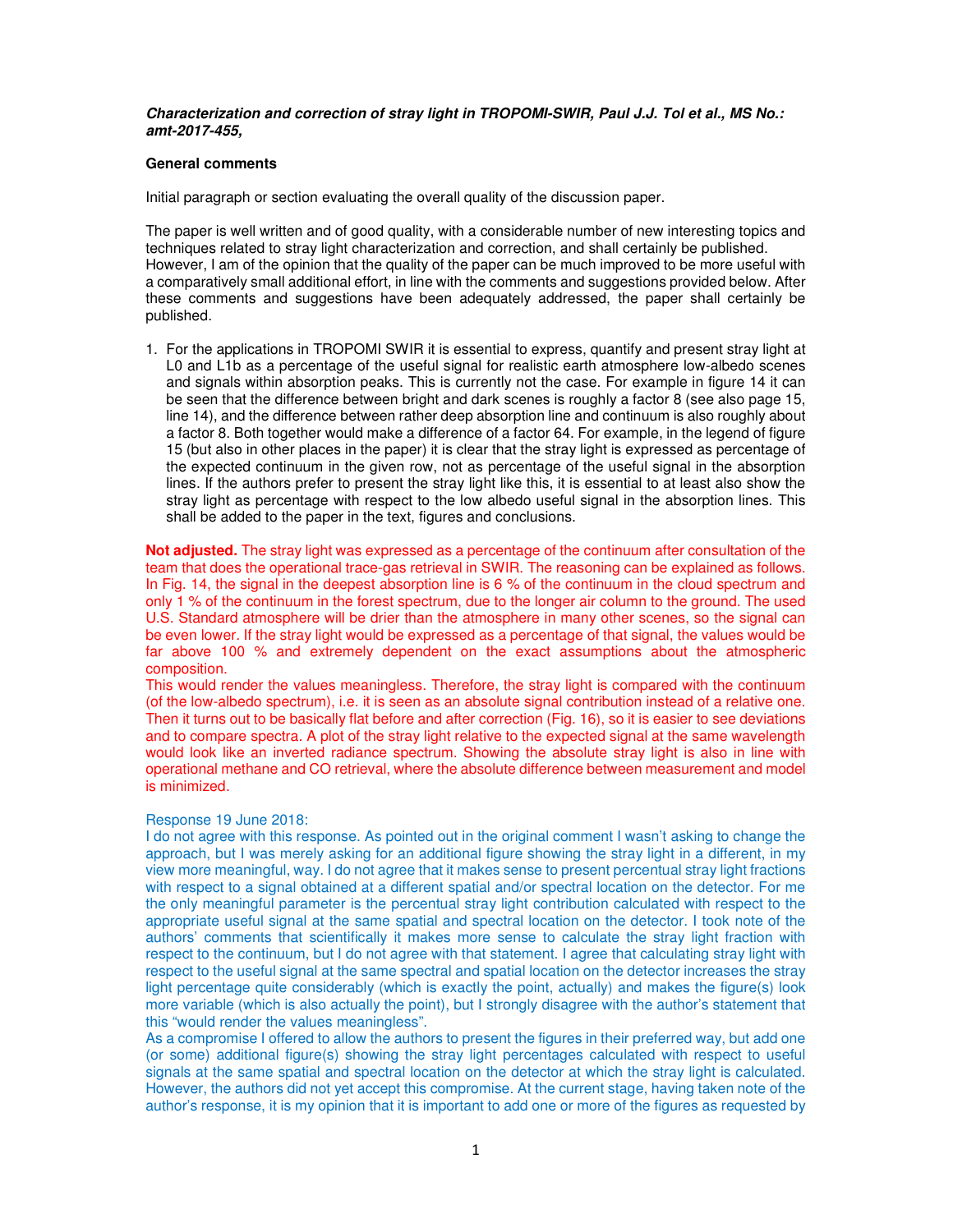***Characterization and correction of stray light in TROPOMI-SWIR, Paul J.J. Tol et al., MS No.: amt-2017-455,***

**General comments**

Initial paragraph or section evaluating the overall quality of the discussion paper.

The paper is well written and of good quality, with a considerable number of new interesting topics and techniques related to stray light characterization and correction, and shall certainly be published. However, I am of the opinion that the quality of the paper can be much improved to be more useful with a comparatively small additional effort, in line with the comments and suggestions provided below. After these comments and suggestions have been adequately addressed, the paper shall certainly be published.

1. For the applications in TROPOMI SWIR it is essential to express, quantify and present stray light at L0 and L1b as a percentage of the useful signal for realistic earth atmosphere low-albedo scenes and signals within absorption peaks. This is currently not the case. For example in figure 14 it can be seen that the difference between bright and dark scenes is roughly a factor 8 (see also page 15, line 14), and the difference between rather deep absorption line and continuum is also roughly about a factor 8. Both together would make a difference of a factor 64. For example, in the legend of figure 15 (but also in other places in the paper) it is clear that the stray light is expressed as percentage of the expected continuum in the given row, not as percentage of the useful signal in the absorption lines. If the authors prefer to present the stray light like this, it is essential to at least also show the stray light as percentage with respect to the low albedo useful signal in the absorption lines. This shall be added to the paper in the text, figures and conclusions.

**Not adjusted.** The stray light was expressed as a percentage of the continuum after consultation of the team that does the operational trace-gas retrieval in SWIR. The reasoning can be explained as follows. In Fig. 14, the signal in the deepest absorption line is 6 % of the continuum in the cloud spectrum and only 1 % of the continuum in the forest spectrum, due to the longer air column to the ground. The used U.S. Standard atmosphere will be drier than the atmosphere in many other scenes, so the signal can be even lower. If the stray light would be expressed as a percentage of that signal, the values would be far above 100 % and extremely dependent on the exact assumptions about the atmospheric composition.
This would render the values meaningless. Therefore, the stray light is compared with the continuum (of the low-albedo spectrum), i.e. it is seen as an absolute signal contribution instead of a relative one. Then it turns out to be basically flat before and after correction (Fig. 16), so it is easier to see deviations and to compare spectra. A plot of the stray light relative to the expected signal at the same wavelength would look like an inverted radiance spectrum. Showing the absolute stray light is also in line with operational methane and CO retrieval, where the absolute difference between measurement and model is minimized.

Response 19 June 2018:
I do not agree with this response. As pointed out in the original comment I wasn't asking to change the approach, but I was merely asking for an additional figure showing the stray light in a different, in my view more meaningful, way. I do not agree that it makes sense to present percentual stray light fractions with respect to a signal obtained at a different spatial and/or spectral location on the detector. For me the only meaningful parameter is the percentual stray light contribution calculated with respect to the appropriate useful signal at the same spatial and spectral location on the detector. I took note of the authors' comments that scientifically it makes more sense to calculate the stray light fraction with respect to the continuum, but I do not agree with that statement. I agree that calculating stray light with respect to the useful signal at the same spectral and spatial location on the detector increases the stray light percentage quite considerably (which is exactly the point, actually) and makes the figure(s) look more variable (which is also actually the point), but I strongly disagree with the author's statement that this "would render the values meaningless".
As a compromise I offered to allow the authors to present the figures in their preferred way, but add one (or some) additional figure(s) showing the stray light percentages calculated with respect to useful signals at the same spatial and spectral location on the detector at which the stray light is calculated. However, the authors did not yet accept this compromise. At the current stage, having taken note of the author's response, it is my opinion that it is important to add one or more of the figures as requested by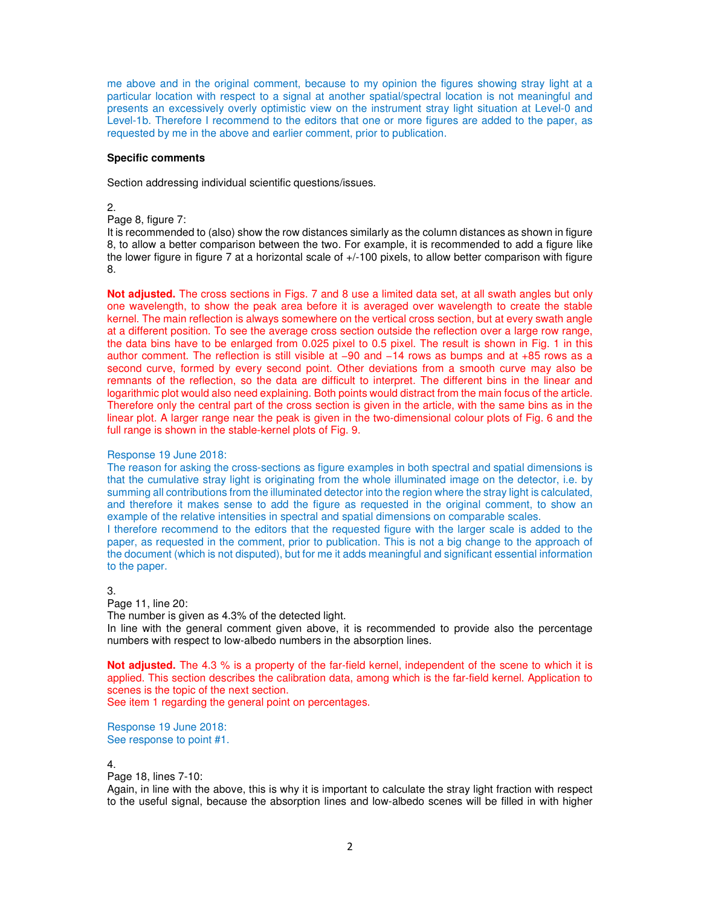me above and in the original comment, because to my opinion the figures showing stray light at a particular location with respect to a signal at another spatial/spectral location is not meaningful and presents an excessively overly optimistic view on the instrument stray light situation at Level-0 and Level-1b. Therefore I recommend to the editors that one or more figures are added to the paper, as requested by me in the above and earlier comment, prior to publication.

**Specific comments**

Section addressing individual scientific questions/issues.

2.
Page 8, figure 7:
It is recommended to (also) show the row distances similarly as the column distances as shown in figure 8, to allow a better comparison between the two. For example, it is recommended to add a figure like the lower figure in figure 7 at a horizontal scale of +/-100 pixels, to allow better comparison with figure 8.

**Not adjusted.** The cross sections in Figs. 7 and 8 use a limited data set, at all swath angles but only one wavelength, to show the peak area before it is averaged over wavelength to create the stable kernel. The main reflection is always somewhere on the vertical cross section, but at every swath angle at a different position. To see the average cross section outside the reflection over a large row range, the data bins have to be enlarged from 0.025 pixel to 0.5 pixel. The result is shown in Fig. 1 in this author comment. The reflection is still visible at −90 and −14 rows as bumps and at +85 rows as a second curve, formed by every second point. Other deviations from a smooth curve may also be remnants of the reflection, so the data are difficult to interpret. The different bins in the linear and logarithmic plot would also need explaining. Both points would distract from the main focus of the article. Therefore only the central part of the cross section is given in the article, with the same bins as in the linear plot. A larger range near the peak is given in the two-dimensional colour plots of Fig. 6 and the full range is shown in the stable-kernel plots of Fig. 9.

Response 19 June 2018:
The reason for asking the cross-sections as figure examples in both spectral and spatial dimensions is that the cumulative stray light is originating from the whole illuminated image on the detector, i.e. by summing all contributions from the illuminated detector into the region where the stray light is calculated, and therefore it makes sense to add the figure as requested in the original comment, to show an example of the relative intensities in spectral and spatial dimensions on comparable scales.
I therefore recommend to the editors that the requested figure with the larger scale is added to the paper, as requested in the comment, prior to publication. This is not a big change to the approach of the document (which is not disputed), but for me it adds meaningful and significant essential information to the paper.

3.
Page 11, line 20:
The number is given as 4.3% of the detected light.
In line with the general comment given above, it is recommended to provide also the percentage numbers with respect to low-albedo numbers in the absorption lines.

**Not adjusted.** The 4.3 % is a property of the far-field kernel, independent of the scene to which it is applied. This section describes the calibration data, among which is the far-field kernel. Application to scenes is the topic of the next section.
See item 1 regarding the general point on percentages.

Response 19 June 2018:
See response to point #1.

4.
Page 18, lines 7-10:
Again, in line with the above, this is why it is important to calculate the stray light fraction with respect to the useful signal, because the absorption lines and low-albedo scenes will be filled in with higher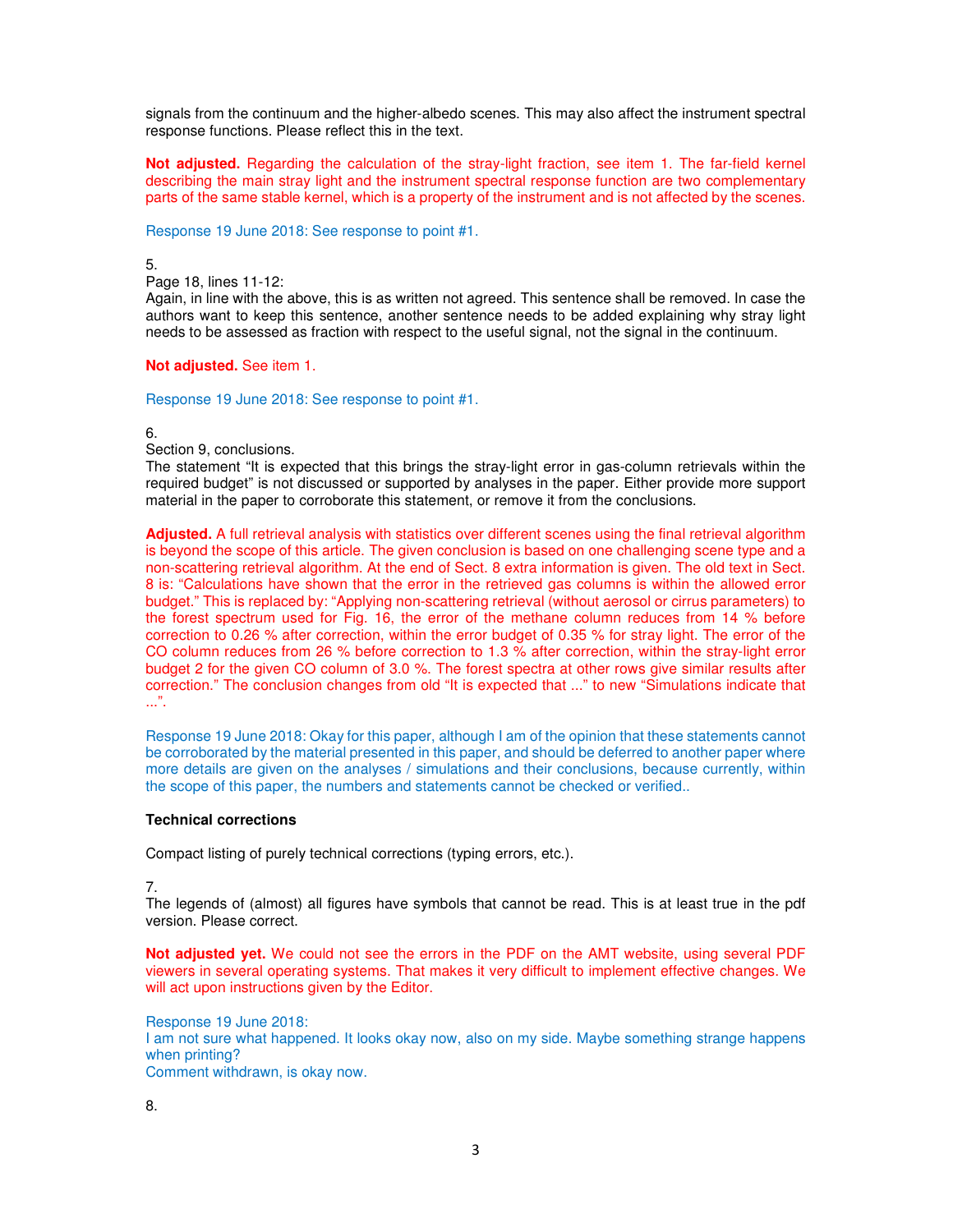signals from the continuum and the higher-albedo scenes. This may also affect the instrument spectral response functions. Please reflect this in the text.

**Not adjusted.** Regarding the calculation of the stray-light fraction, see item 1. The far-field kernel describing the main stray light and the instrument spectral response function are two complementary parts of the same stable kernel, which is a property of the instrument and is not affected by the scenes.

Response 19 June 2018: See response to point #1.

5.
Page 18, lines 11-12:
Again, in line with the above, this is as written not agreed. This sentence shall be removed. In case the authors want to keep this sentence, another sentence needs to be added explaining why stray light needs to be assessed as fraction with respect to the useful signal, not the signal in the continuum.

**Not adjusted.** See item 1.

Response 19 June 2018: See response to point #1.

6.
Section 9, conclusions.
The statement "It is expected that this brings the stray-light error in gas-column retrievals within the required budget" is not discussed or supported by analyses in the paper. Either provide more support material in the paper to corroborate this statement, or remove it from the conclusions.

**Adjusted.** A full retrieval analysis with statistics over different scenes using the final retrieval algorithm is beyond the scope of this article. The given conclusion is based on one challenging scene type and a non-scattering retrieval algorithm. At the end of Sect. 8 extra information is given. The old text in Sect. 8 is: "Calculations have shown that the error in the retrieved gas columns is within the allowed error budget." This is replaced by: "Applying non-scattering retrieval (without aerosol or cirrus parameters) to the forest spectrum used for Fig. 16, the error of the methane column reduces from 14 % before correction to 0.26 % after correction, within the error budget of 0.35 % for stray light. The error of the CO column reduces from 26 % before correction to 1.3 % after correction, within the stray-light error budget 2 for the given CO column of 3.0 %. The forest spectra at other rows give similar results after correction." The conclusion changes from old "It is expected that ..." to new "Simulations indicate that ...".

Response 19 June 2018: Okay for this paper, although I am of the opinion that these statements cannot be corroborated by the material presented in this paper, and should be deferred to another paper where more details are given on the analyses / simulations and their conclusions, because currently, within the scope of this paper, the numbers and statements cannot be checked or verified..

### Technical corrections

Compact listing of purely technical corrections (typing errors, etc.).

7.
The legends of (almost) all figures have symbols that cannot be read. This is at least true in the pdf version. Please correct.

**Not adjusted yet.** We could not see the errors in the PDF on the AMT website, using several PDF viewers in several operating systems. That makes it very difficult to implement effective changes. We will act upon instructions given by the Editor.

Response 19 June 2018:
I am not sure what happened. It looks okay now, also on my side. Maybe something strange happens when printing?
Comment withdrawn, is okay now.

8.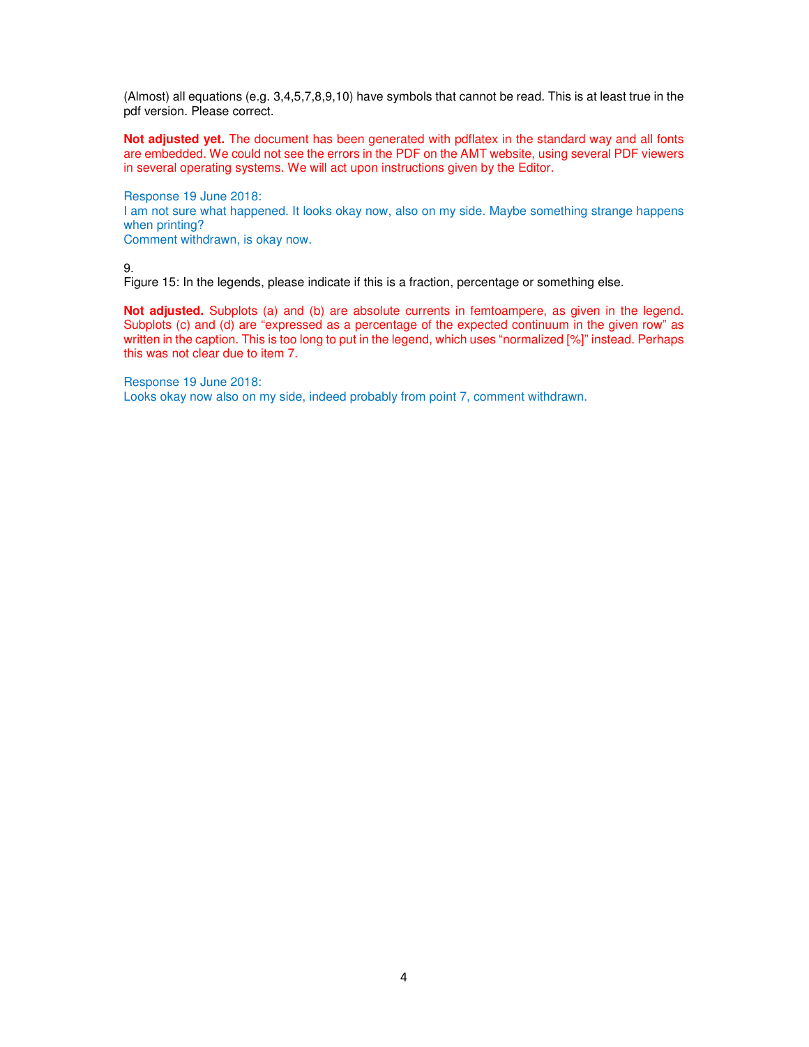(Almost) all equations (e.g. 3,4,5,7,8,9,10) have symbols that cannot be read. This is at least true in the pdf version. Please correct.

**Not adjusted yet.** The document has been generated with pdflatex in the standard way and all fonts are embedded. We could not see the errors in the PDF on the AMT website, using several PDF viewers in several operating systems. We will act upon instructions given by the Editor.

Response 19 June 2018:
I am not sure what happened. It looks okay now, also on my side. Maybe something strange happens when printing?
Comment withdrawn, is okay now.

9.
Figure 15: In the legends, please indicate if this is a fraction, percentage or something else.

**Not adjusted.** Subplots (a) and (b) are absolute currents in femtoampere, as given in the legend. Subplots (c) and (d) are "expressed as a percentage of the expected continuum in the given row" as written in the caption. This is too long to put in the legend, which uses "normalized [%]" instead. Perhaps this was not clear due to item 7.

Response 19 June 2018:
Looks okay now also on my side, indeed probably from point 7, comment withdrawn.